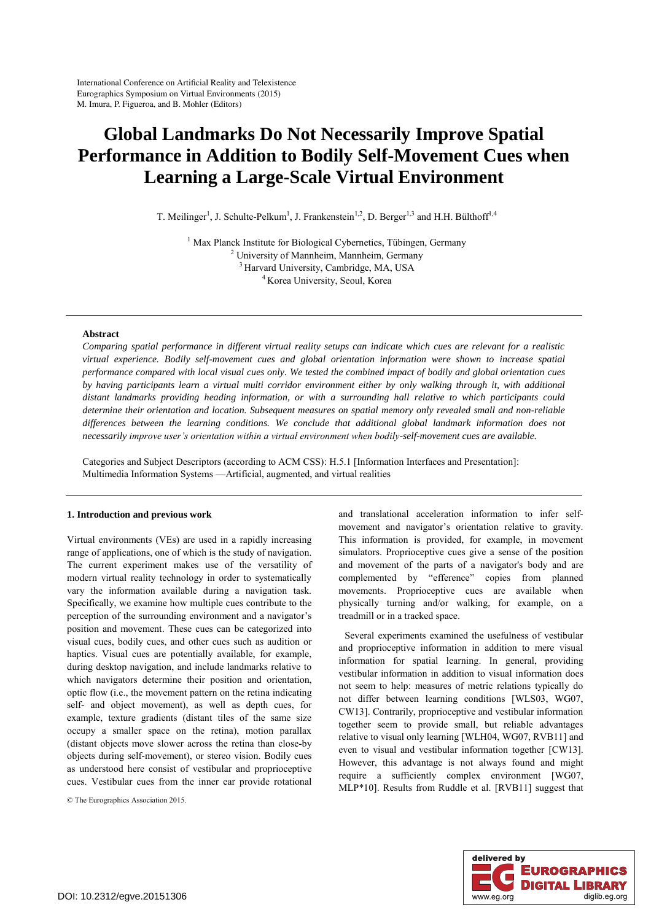International Conference on Artificial Reality and Telexistence
Eurographics Symposium on Virtual Environments (2015)
M. Imura, P. Figueroa, and B. Mohler (Editors)

# Global Landmarks Do Not Necessarily Improve Spatial Performance in Addition to Bodily Self-Movement Cues when Learning a Large-Scale Virtual Environment

T. Meilinger[1], J. Schulte-Pelkum[1], J. Frankenstein[1,2], D. Berger[1,3] and H.H. Bülthoff[1,4]

[1] Max Planck Institute for Biological Cybernetics, Tübingen, Germany
[2] University of Mannheim, Mannheim, Germany
[3] Harvard University, Cambridge, MA, USA
[4] Korea University, Seoul, Korea

**Abstract**

*Comparing spatial performance in different virtual reality setups can indicate which cues are relevant for a realistic virtual experience. Bodily self-movement cues and global orientation information were shown to increase spatial performance compared with local visual cues only. We tested the combined impact of bodily and global orientation cues by having participants learn a virtual multi corridor environment either by only walking through it, with additional distant landmarks providing heading information, or with a surrounding hall relative to which participants could determine their orientation and location. Subsequent measures on spatial memory only revealed small and non-reliable differences between the learning conditions. We conclude that additional global landmark information does not necessarily improve user's orientation within a virtual environment when bodily-self-movement cues are available.*

Categories and Subject Descriptors (according to ACM CSS): H.5.1 [Information Interfaces and Presentation]: Multimedia Information Systems —Artificial, augmented, and virtual realities

## 1. Introduction and previous work

Virtual environments (VEs) are used in a rapidly increasing range of applications, one of which is the study of navigation. The current experiment makes use of the versatility of modern virtual reality technology in order to systematically vary the information available during a navigation task. Specifically, we examine how multiple cues contribute to the perception of the surrounding environment and a navigator's position and movement. These cues can be categorized into visual cues, bodily cues, and other cues such as audition or haptics. Visual cues are potentially available, for example, during desktop navigation, and include landmarks relative to which navigators determine their position and orientation, optic flow (i.e., the movement pattern on the retina indicating self- and object movement), as well as depth cues, for example, texture gradients (distant tiles of the same size occupy a smaller space on the retina), motion parallax (distant objects move slower across the retina than close-by objects during self-movement), or stereo vision. Bodily cues as understood here consist of vestibular and proprioceptive cues. Vestibular cues from the inner ear provide rotational and translational acceleration information to infer self-movement and navigator's orientation relative to gravity. This information is provided, for example, in movement simulators. Proprioceptive cues give a sense of the position and movement of the parts of a navigator's body and are complemented by "efference" copies from planned movements. Proprioceptive cues are available when physically turning and/or walking, for example, on a treadmill or in a tracked space.

Several experiments examined the usefulness of vestibular and proprioceptive information in addition to mere visual information for spatial learning. In general, providing vestibular information in addition to visual information does not seem to help: measures of metric relations typically do not differ between learning conditions [WLS03, WG07, CW13]. Contrarily, proprioceptive and vestibular information together seem to provide small, but reliable advantages relative to visual only learning [WLH04, WG07, RVB11] and even to visual and vestibular information together [CW13]. However, this advantage is not always found and might require a sufficiently complex environment [WG07, MLP*10]. Results from Ruddle et al. [RVB11] suggest that

© The Eurographics Association 2015.

DOI: 10.2312/egve.20151306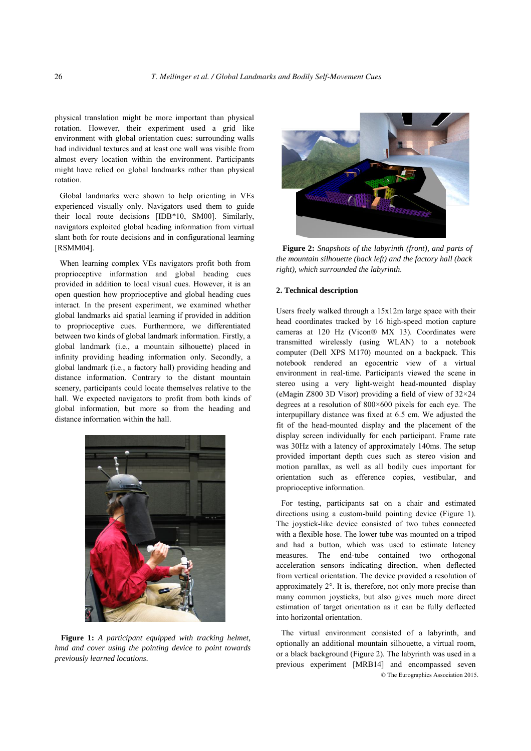physical translation might be more important than physical rotation. However, their experiment used a grid like environment with global orientation cues: surrounding walls had individual textures and at least one wall was visible from almost every location within the environment. Participants might have relied on global landmarks rather than physical rotation.

Global landmarks were shown to help orienting in VEs experienced visually only. Navigators used them to guide their local route decisions [IDB*10, SM00]. Similarly, navigators exploited global heading information from virtual slant both for route decisions and in configurational learning [RSMM04].

When learning complex VEs navigators profit both from proprioceptive information and global heading cues provided in addition to local visual cues. However, it is an open question how proprioceptive and global heading cues interact. In the present experiment, we examined whether global landmarks aid spatial learning if provided in addition to proprioceptive cues. Furthermore, we differentiated between two kinds of global landmark information. Firstly, a global landmark (i.e., a mountain silhouette) placed in infinity providing heading information only. Secondly, a global landmark (i.e., a factory hall) providing heading and distance information. Contrary to the distant mountain scenery, participants could locate themselves relative to the hall. We expected navigators to profit from both kinds of global information, but more so from the heading and distance information within the hall.

**Figure 1:** *A participant equipped with tracking helmet, hmd and cover using the pointing device to point towards previously learned locations.*

**Figure 2:** *Snapshots of the labyrinth (front), and parts of the mountain silhouette (back left) and the factory hall (back right), which surrounded the labyrinth.*

## 2. Technical description

Users freely walked through a 15x12m large space with their head coordinates tracked by 16 high-speed motion capture cameras at 120 Hz (Vicon® MX 13). Coordinates were transmitted wirelessly (using WLAN) to a notebook computer (Dell XPS M170) mounted on a backpack. This notebook rendered an egocentric view of a virtual environment in real-time. Participants viewed the scene in stereo using a very light-weight head-mounted display (eMagin Z800 3D Visor) providing a field of view of 32×24 degrees at a resolution of 800×600 pixels for each eye. The interpupillary distance was fixed at 6.5 cm. We adjusted the fit of the head-mounted display and the placement of the display screen individually for each participant. Frame rate was 30Hz with a latency of approximately 140ms. The setup provided important depth cues such as stereo vision and motion parallax, as well as all bodily cues important for orientation such as efference copies, vestibular, and proprioceptive information.

For testing, participants sat on a chair and estimated directions using a custom-build pointing device (Figure 1). The joystick-like device consisted of two tubes connected with a flexible hose. The lower tube was mounted on a tripod and had a button, which was used to estimate latency measures. The end-tube contained two orthogonal acceleration sensors indicating direction, when deflected from vertical orientation. The device provided a resolution of approximately 2°. It is, therefore, not only more precise than many common joysticks, but also gives much more direct estimation of target orientation as it can be fully deflected into horizontal orientation.

The virtual environment consisted of a labyrinth, and optionally an additional mountain silhouette, a virtual room, or a black background (Figure 2). The labyrinth was used in a previous experiment [MRB14] and encompassed seven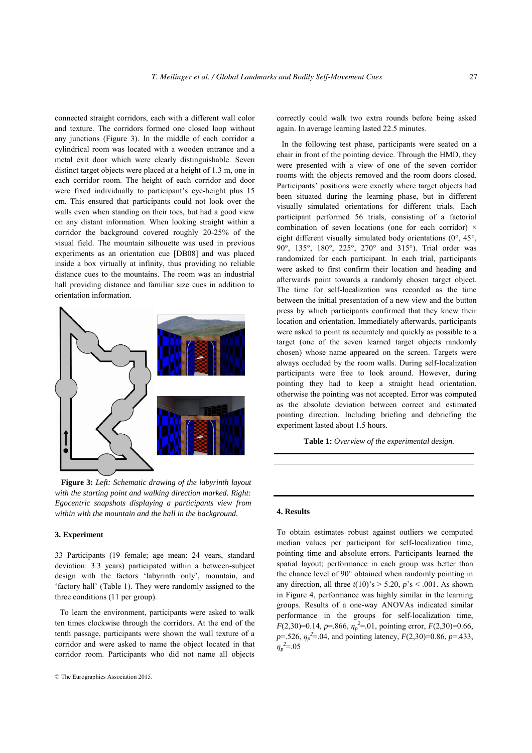connected straight corridors, each with a different wall color and texture. The corridors formed one closed loop without any junctions (Figure 3). In the middle of each corridor a cylindrical room was located with a wooden entrance and a metal exit door which were clearly distinguishable. Seven distinct target objects were placed at a height of 1.3 m, one in each corridor room. The height of each corridor and door were fixed individually to participant's eye-height plus 15 cm. This ensured that participants could not look over the walls even when standing on their toes, but had a good view on any distant information. When looking straight within a corridor the background covered roughly 20-25% of the visual field. The mountain silhouette was used in previous experiments as an orientation cue [DB08] and was placed inside a box virtually at infinity, thus providing no reliable distance cues to the mountains. The room was an industrial hall providing distance and familiar size cues in addition to orientation information.

**Figure 3:** *Left: Schematic drawing of the labyrinth layout with the starting point and walking direction marked. Right: Egocentric snapshots displaying a participants view from within with the mountain and the hall in the background.*

### 3. Experiment

33 Participants (19 female; age mean: 24 years, standard deviation: 3.3 years) participated within a between-subject design with the factors 'labyrinth only', mountain, and 'factory hall' (Table 1). They were randomly assigned to the three conditions (11 per group).

To learn the environment, participants were asked to walk ten times clockwise through the corridors. At the end of the tenth passage, participants were shown the wall texture of a corridor and were asked to name the object located in that corridor room. Participants who did not name all objects correctly could walk two extra rounds before being asked again. In average learning lasted 22.5 minutes.

In the following test phase, participants were seated on a chair in front of the pointing device. Through the HMD, they were presented with a view of one of the seven corridor rooms with the objects removed and the room doors closed. Participants' positions were exactly where target objects had been situated during the learning phase, but in different visually simulated orientations for different trials. Each participant performed 56 trials, consisting of a factorial combination of seven locations (one for each corridor) × eight different visually simulated body orientations (0°, 45°, 90°, 135°, 180°, 225°, 270° and 315°). Trial order was randomized for each participant. In each trial, participants were asked to first confirm their location and heading and afterwards point towards a randomly chosen target object. The time for self-localization was recorded as the time between the initial presentation of a new view and the button press by which participants confirmed that they knew their location and orientation. Immediately afterwards, participants were asked to point as accurately and quickly as possible to a target (one of the seven learned target objects randomly chosen) whose name appeared on the screen. Targets were always occluded by the room walls. During self-localization participants were free to look around. However, during pointing they had to keep a straight head orientation, otherwise the pointing was not accepted. Error was computed as the absolute deviation between correct and estimated pointing direction. Including briefing and debriefing the experiment lasted about 1.5 hours.

**Table 1:** *Overview of the experimental design.*

### 4. Results

To obtain estimates robust against outliers we computed median values per participant for self-localization time, pointing time and absolute errors. Participants learned the spatial layout; performance in each group was better than the chance level of 90° obtained when randomly pointing in any direction, all three $t(10)$'s > 5.20, $p$'s < .001. As shown in Figure 4, performance was highly similar in the learning groups. Results of a one-way ANOVAs indicated similar performance in the groups for self-localization time, $F(2,30)=0.14$, $p=.866$, $\eta_p^2=.01$, pointing error, $F(2,30)=0.66$, $p=.526$, $\eta_p^2=.04$, and pointing latency, $F(2,30)=0.86$, $p=.433$, $\eta_p^2=.05$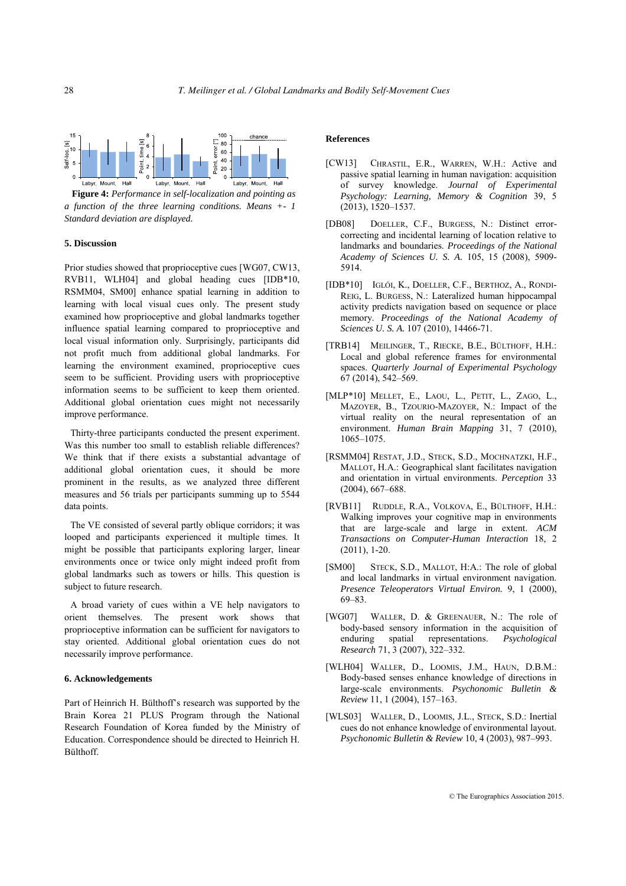15
10
5
0
Self-loc. [s]
Labyr. Mount. Hall

8
6
4
2
0
Point. time [s]
Labyr. Mount. Hall

100
80
60
40
20
0
Point. error [°]
chance
Labyr. Mount. Hall

**Figure 4:** *Performance in self-localization and pointing as a function of the three learning conditions. Means +- 1 Standard deviation are displayed.*

### 5. Discussion

Prior studies showed that proprioceptive cues [WG07, CW13, RVB11, WLH04] and global heading cues [IDB*10, RSMM04, SM00] enhance spatial learning in addition to learning with local visual cues only. The present study examined how proprioceptive and global landmarks together influence spatial learning compared to proprioceptive and local visual information only. Surprisingly, participants did not profit much from additional global landmarks. For learning the environment examined, proprioceptive cues seem to be sufficient. Providing users with proprioceptive information seems to be sufficient to keep them oriented. Additional global orientation cues might not necessarily improve performance.

Thirty-three participants conducted the present experiment. Was this number too small to establish reliable differences? We think that if there exists a substantial advantage of additional global orientation cues, it should be more prominent in the results, as we analyzed three different measures and 56 trials per participants summing up to 5544 data points.

The VE consisted of several partly oblique corridors; it was looped and participants experienced it multiple times. It might be possible that participants exploring larger, linear environments once or twice only might indeed profit from global landmarks such as towers or hills. This question is subject to future research.

A broad variety of cues within a VE help navigators to orient themselves. The present work shows that proprioceptive information can be sufficient for navigators to stay oriented. Additional global orientation cues do not necessarily improve performance.

### 6. Acknowledgements

Part of Heinrich H. Bülthoff's research was supported by the Brain Korea 21 PLUS Program through the National Research Foundation of Korea funded by the Ministry of Education. Correspondence should be directed to Heinrich H. Bülthoff.

### References

[CW13] Chrastil, E.R., Warren, W.H.: Active and passive spatial learning in human navigation: acquisition of survey knowledge. *Journal of Experimental Psychology: Learning, Memory & Cognition* 39, 5 (2013), 1520–1537.

[DB08] Doeller, C.F., Burgess, N.: Distinct error-correcting and incidental learning of location relative to landmarks and boundaries. *Proceedings of the National Academy of Sciences U. S. A.* 105, 15 (2008), 5909-5914.

[IDB*10] Iglói, K., Doeller, C.F., Berthoz, A., Rondi-Reig, L. Burgess, N.: Lateralized human hippocampal activity predicts navigation based on sequence or place memory. *Proceedings of the National Academy of Sciences U. S. A.* 107 (2010), 14466-71.

[TRB14] Meilinger, T., Riecke, B.E., Bülthoff, H.H.: Local and global reference frames for environmental spaces. *Quarterly Journal of Experimental Psychology* 67 (2014), 542–569.

[MLP*10] Mellet, E., Laou, L., Petit, L., Zago, L., Mazoyer, B., Tzourio-Mazoyer, N.: Impact of the virtual reality on the neural representation of an environment. *Human Brain Mapping* 31, 7 (2010), 1065–1075.

[RSMM04] Restat, J.D., Steck, S.D., Mochnatzki, H.F., Mallot, H.A.: Geographical slant facilitates navigation and orientation in virtual environments. *Perception* 33 (2004), 667–688.

[RVB11] Ruddle, R.A., Volkova, E., Bülthoff, H.H.: Walking improves your cognitive map in environments that are large-scale and large in extent. *ACM Transactions on Computer-Human Interaction* 18, 2 (2011), 1-20.

[SM00] Steck, S.D., Mallot, H:A.: The role of global and local landmarks in virtual environment navigation. *Presence Teleoperators Virtual Environ.* 9, 1 (2000), 69–83.

[WG07] Waller, D. & Greenauer, N.: The role of body-based sensory information in the acquisition of enduring spatial representations. *Psychological Research* 71, 3 (2007), 322–332.

[WLH04] Waller, D., Loomis, J.M., Haun, D.B.M.: Body-based senses enhance knowledge of directions in large-scale environments. *Psychonomic Bulletin & Review* 11, 1 (2004), 157–163.

[WLS03] Waller, D., Loomis, J.L., Steck, S.D.: Inertial cues do not enhance knowledge of environmental layout. *Psychonomic Bulletin & Review* 10, 4 (2003), 987–993.